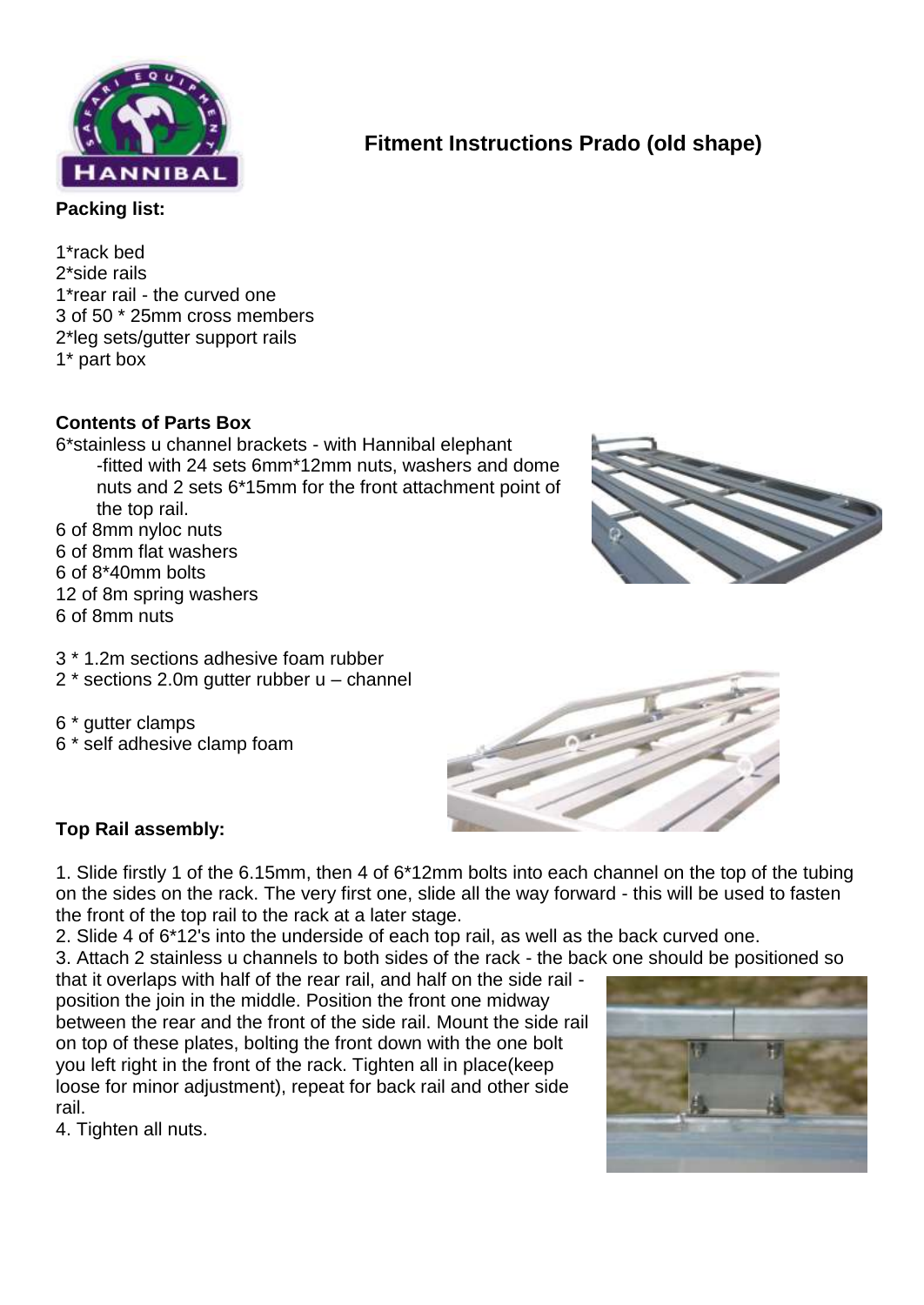# Fitment Instructions Prado (old shape)

**Packing list:**

1*rack bed
2*side rails
1*rear rail - the curved one
3 of 50 * 25mm cross members
2*leg sets/gutter support rails
1* part box

**Contents of Parts Box**

6*stainless u channel brackets - with Hannibal elephant
-fitted with 24 sets 6mm*12mm nuts, washers and dome nuts and 2 sets 6*15mm for the front attachment point of the top rail.
6 of 8mm nyloc nuts
6 of 8mm flat washers
6 of 8*40mm bolts
12 of 8m spring washers
6 of 8mm nuts

3 * 1.2m sections adhesive foam rubber
2 * sections 2.0m gutter rubber u – channel

6 * gutter clamps
6 * self adhesive clamp foam

**Top Rail assembly:**

1. Slide firstly 1 of the 6.15mm, then 4 of 6*12mm bolts into each channel on the top of the tubing on the sides on the rack. The very first one, slide all the way forward - this will be used to fasten the front of the top rail to the rack at a later stage.
2. Slide 4 of 6*12's into the underside of each top rail, as well as the back curved one.
3. Attach 2 stainless u channels to both sides of the rack - the back one should be positioned so that it overlaps with half of the rear rail, and half on the side rail - position the join in the middle. Position the front one midway between the rear and the front of the side rail. Mount the side rail on top of these plates, bolting the front down with the one bolt you left right in the front of the rack. Tighten all in place(keep loose for minor adjustment), repeat for back rail and other side rail.
4. Tighten all nuts.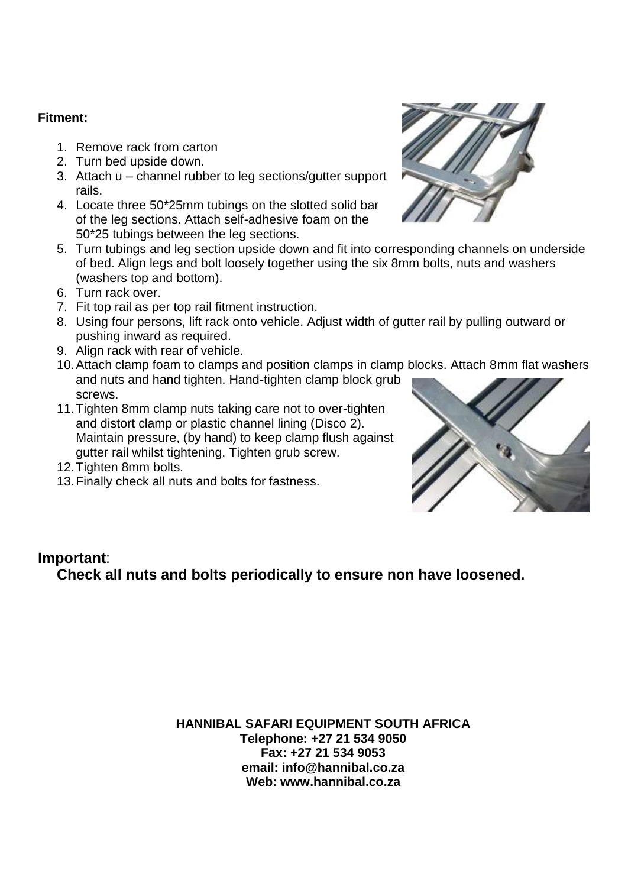**Fitment:**

1. Remove rack from carton
2. Turn bed upside down.
3. Attach u – channel rubber to leg sections/gutter support rails.
4. Locate three 50*25mm tubings on the slotted solid bar of the leg sections. Attach self-adhesive foam on the 50*25 tubings between the leg sections.
5. Turn tubings and leg section upside down and fit into corresponding channels on underside of bed. Align legs and bolt loosely together using the six 8mm bolts, nuts and washers (washers top and bottom).
6. Turn rack over.
7. Fit top rail as per top rail fitment instruction.
8. Using four persons, lift rack onto vehicle. Adjust width of gutter rail by pulling outward or pushing inward as required.
9. Align rack with rear of vehicle.
10. Attach clamp foam to clamps and position clamps in clamp blocks. Attach 8mm flat washers and nuts and hand tighten. Hand-tighten clamp block grub screws.
11. Tighten 8mm clamp nuts taking care not to over-tighten and distort clamp or plastic channel lining (Disco 2). Maintain pressure, (by hand) to keep clamp flush against gutter rail whilst tightening. Tighten grub screw.
12. Tighten 8mm bolts.
13. Finally check all nuts and bolts for fastness.

## **Important**:

**Check all nuts and bolts periodically to ensure non have loosened.**

**HANNIBAL SAFARI EQUIPMENT SOUTH AFRICA**
**Telephone: +27 21 534 9050**
**Fax: +27 21 534 9053**
**email: info@hannibal.co.za**
**Web: www.hannibal.co.za**